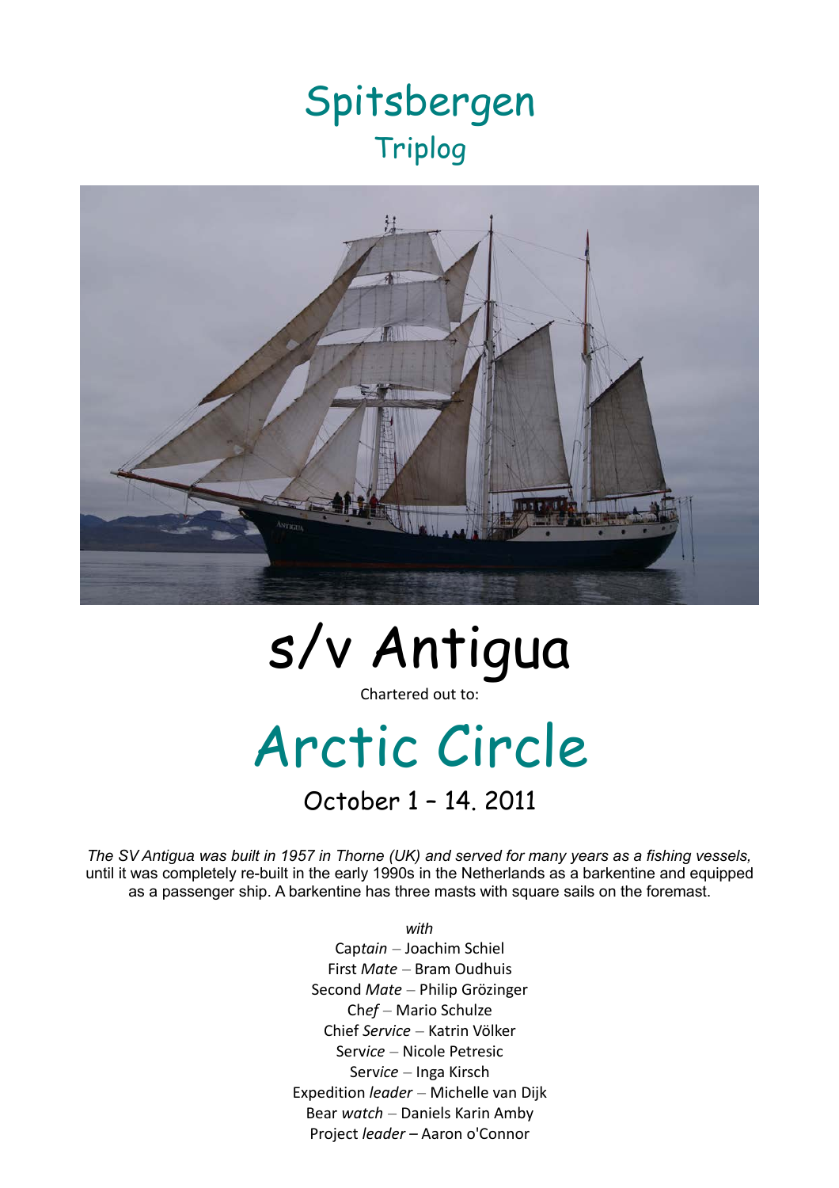# Spitsbergen

## Triplog

# s/v Antigua

Chartered out to:

# Arctic Circle

## October 1 – 14. 2011

*The SV Antigua was built in 1957 in Thorne (UK) and served for many years as a fishing vessels,* until it was completely re-built in the early 1990s in the Netherlands as a barkentine and equipped as a passenger ship. A barkentine has three masts with square sails on the foremast.

*with*

Cap*tain* – Joachim Schiel
First *Mate* – Bram Oudhuis
Second *Mate* – Philip Grözinger
Che*f* – Mario Schulze
Chief *Service* – Katrin Völker
Servi*ce* – Nicole Petresic
Servi*ce* – Inga Kirsch
Expedition *leader* – Michelle van Dijk
Bear *watch* – Daniels Karin Amby
Project *leader* – Aaron o'Connor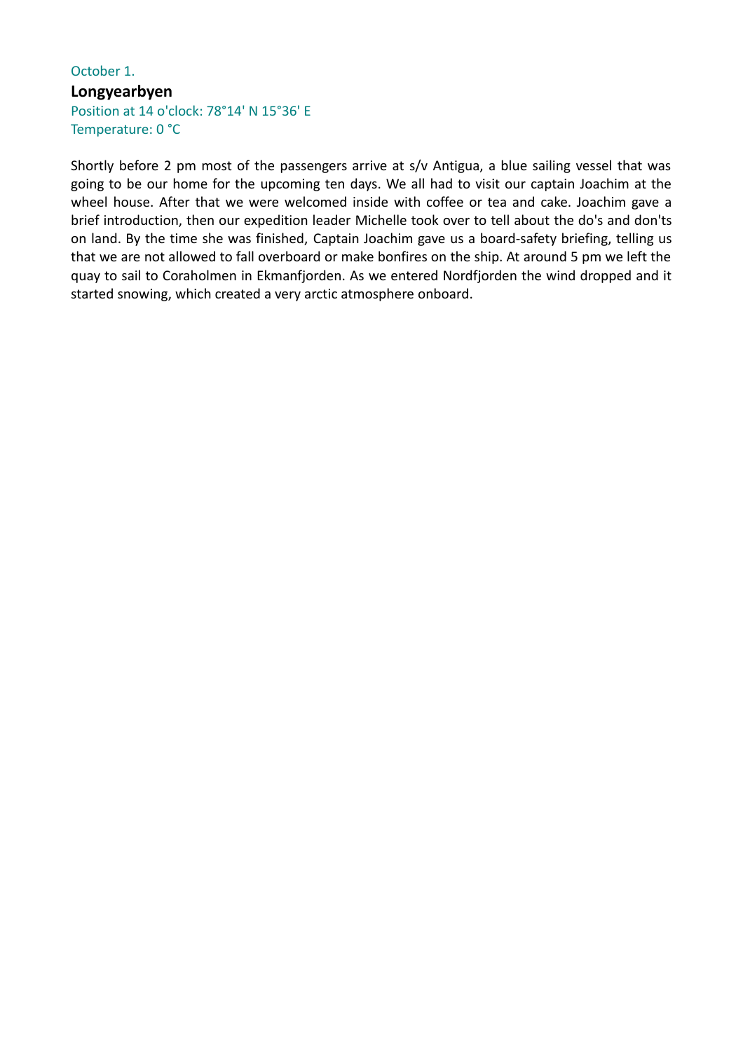October 1.

## Longyearbyen

Position at 14 o'clock: 78°14' N 15°36' E
Temperature: 0 °C

Shortly before 2 pm most of the passengers arrive at s/v Antigua, a blue sailing vessel that was going to be our home for the upcoming ten days. We all had to visit our captain Joachim at the wheel house. After that we were welcomed inside with coffee or tea and cake. Joachim gave a brief introduction, then our expedition leader Michelle took over to tell about the do's and don'ts on land. By the time she was finished, Captain Joachim gave us a board-safety briefing, telling us that we are not allowed to fall overboard or make bonfires on the ship. At around 5 pm we left the quay to sail to Coraholmen in Ekmanfjorden. As we entered Nordfjorden the wind dropped and it started snowing, which created a very arctic atmosphere onboard.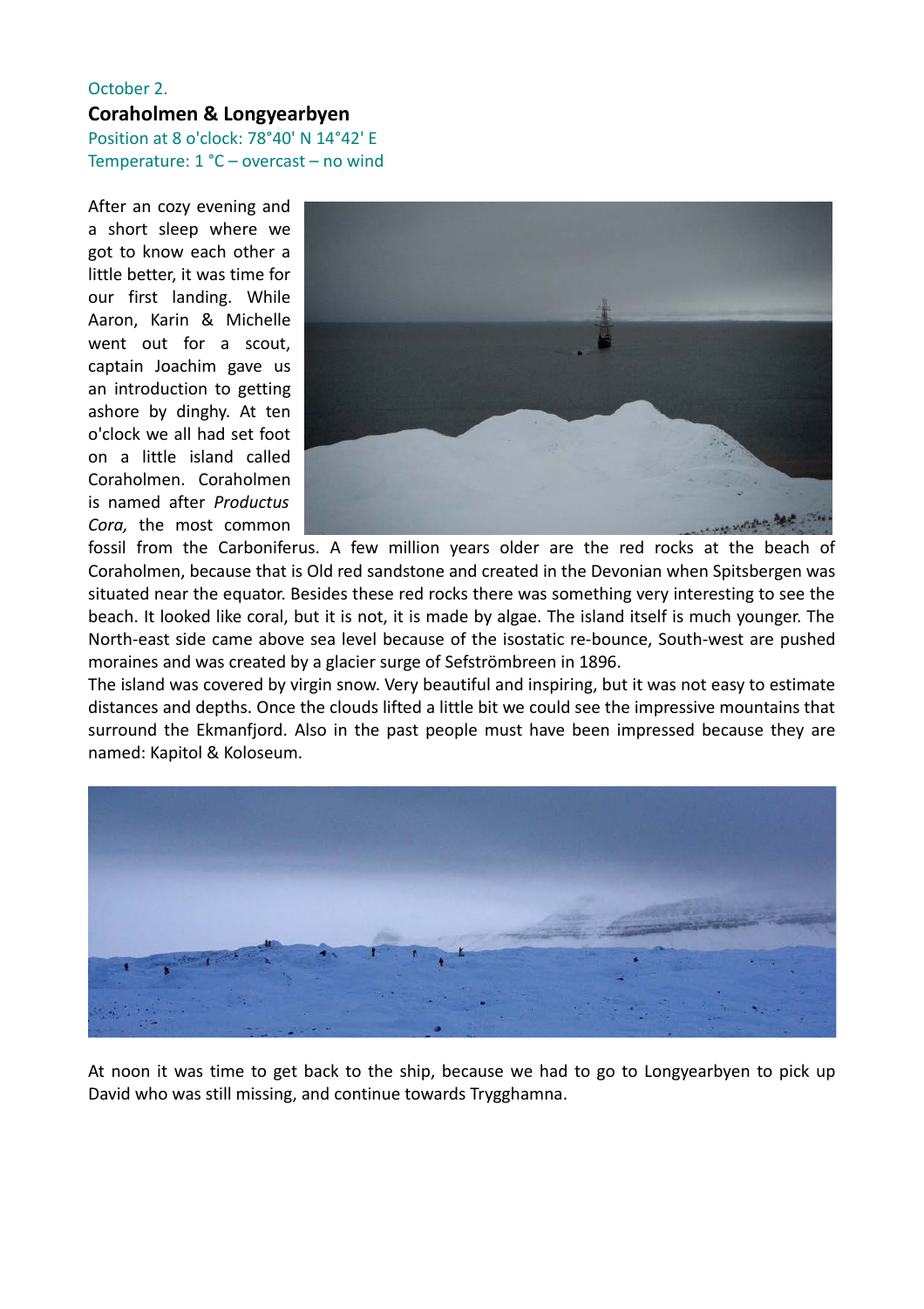October 2.

## Coraholmen & Longyearbyen

Position at 8 o'clock: 78°40' N 14°42' E
Temperature: 1 °C – overcast – no wind

After an cozy evening and a short sleep where we got to know each other a little better, it was time for our first landing. While Aaron, Karin & Michelle went out for a scout, captain Joachim gave us an introduction to getting ashore by dinghy. At ten o'clock we all had set foot on a little island called Coraholmen. Coraholmen is named after *Productus Cora,* the most common fossil from the Carboniferus. A few million years older are the red rocks at the beach of Coraholmen, because that is Old red sandstone and created in the Devonian when Spitsbergen was situated near the equator. Besides these red rocks there was something very interesting to see the beach. It looked like coral, but it is not, it is made by algae. The island itself is much younger. The North-east side came above sea level because of the isostatic re-bounce, South-west are pushed moraines and was created by a glacier surge of Sefströmbreen in 1896.

The island was covered by virgin snow. Very beautiful and inspiring, but it was not easy to estimate distances and depths. Once the clouds lifted a little bit we could see the impressive mountains that surround the Ekmanfjord. Also in the past people must have been impressed because they are named: Kapitol & Koloseum.

At noon it was time to get back to the ship, because we had to go to Longyearbyen to pick up David who was still missing, and continue towards Trygghamna.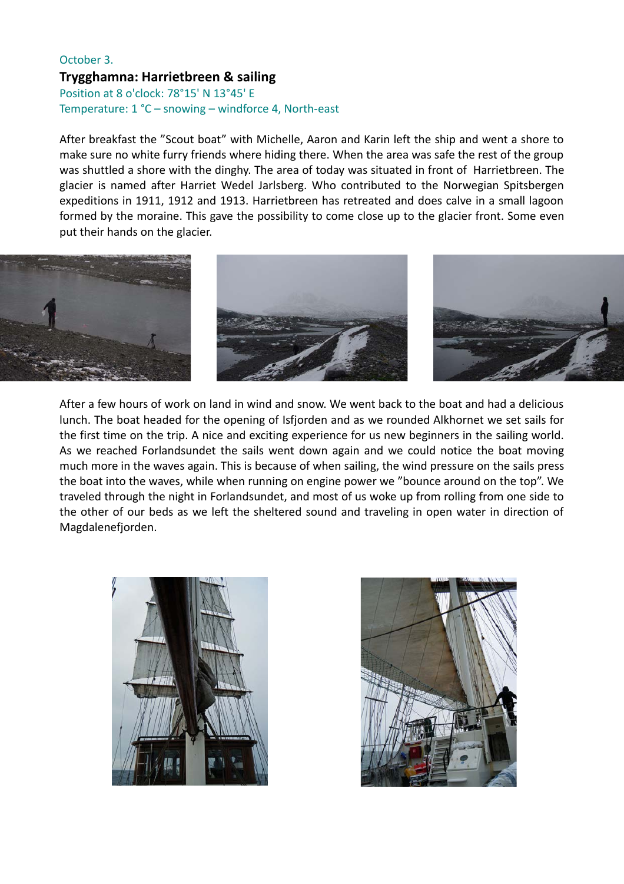October 3.

**Trygghamna: Harrietbreen & sailing**

Position at 8 o'clock: 78°15' N 13°45' E

Temperature: 1 °C – snowing – windforce 4, North-east

After breakfast the "Scout boat" with Michelle, Aaron and Karin left the ship and went a shore to make sure no white furry friends where hiding there. When the area was safe the rest of the group was shuttled a shore with the dinghy. The area of today was situated in front of Harrietbreen. The glacier is named after Harriet Wedel Jarlsberg. Who contributed to the Norwegian Spitsbergen expeditions in 1911, 1912 and 1913. Harrietbreen has retreated and does calve in a small lagoon formed by the moraine. This gave the possibility to come close up to the glacier front. Some even put their hands on the glacier.

After a few hours of work on land in wind and snow. We went back to the boat and had a delicious lunch. The boat headed for the opening of Isfjorden and as we rounded Alkhornet we set sails for the first time on the trip. A nice and exciting experience for us new beginners in the sailing world. As we reached Forlandsundet the sails went down again and we could notice the boat moving much more in the waves again. This is because of when sailing, the wind pressure on the sails press the boat into the waves, while when running on engine power we "bounce around on the top". We traveled through the night in Forlandsundet, and most of us woke up from rolling from one side to the other of our beds as we left the sheltered sound and traveling in open water in direction of Magdalenefjorden.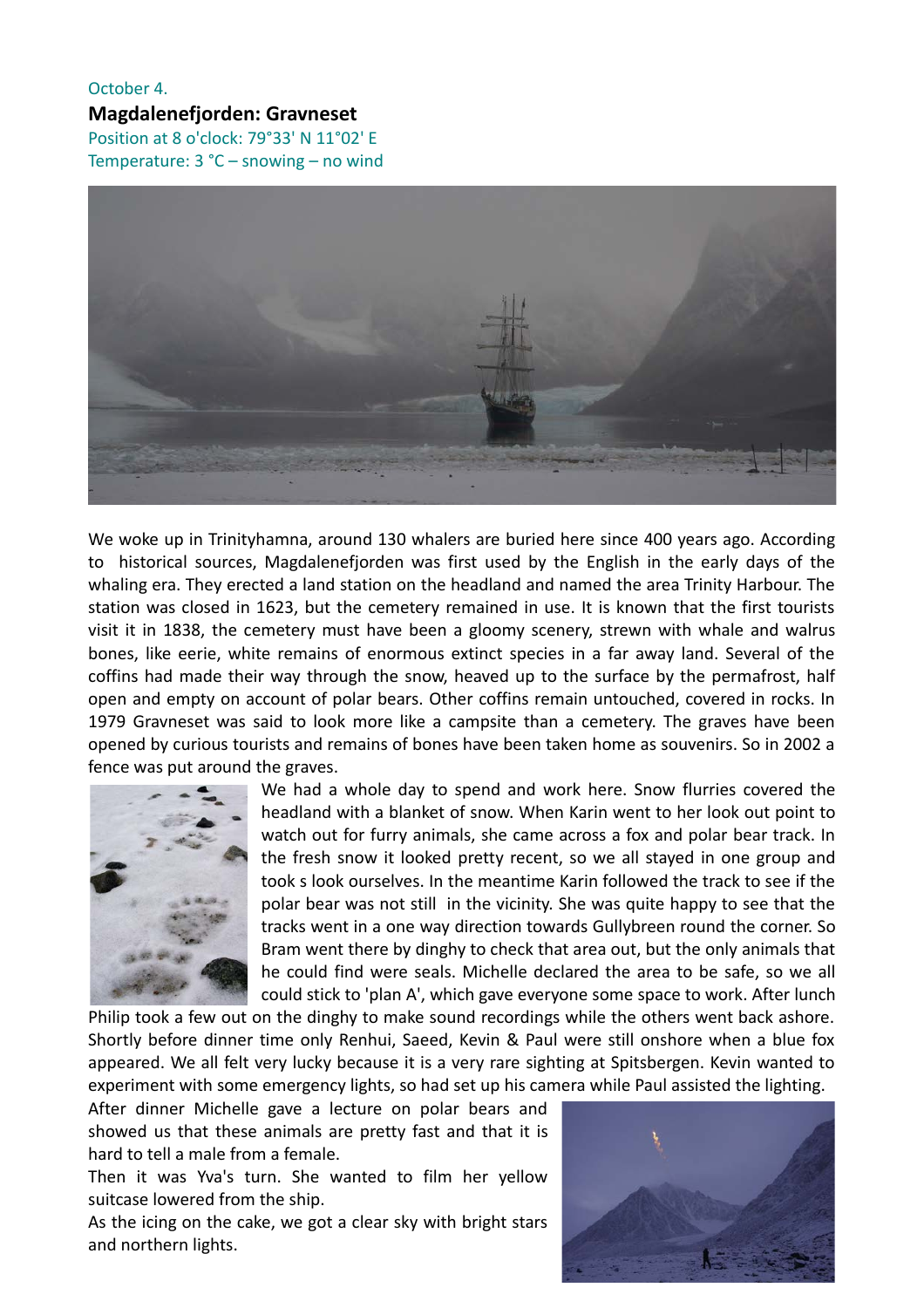October 4.

**Magdalenefjorden: Gravneset**

Position at 8 o'clock: 79°33' N 11°02' E

Temperature: 3 °C – snowing – no wind

We woke up in Trinityhamna, around 130 whalers are buried here since 400 years ago. According to historical sources, Magdalenefjorden was first used by the English in the early days of the whaling era. They erected a land station on the headland and named the area Trinity Harbour. The station was closed in 1623, but the cemetery remained in use. It is known that the first tourists visit it in 1838, the cemetery must have been a gloomy scenery, strewn with whale and walrus bones, like eerie, white remains of enormous extinct species in a far away land. Several of the coffins had made their way through the snow, heaved up to the surface by the permafrost, half open and empty on account of polar bears. Other coffins remain untouched, covered in rocks. In 1979 Gravneset was said to look more like a campsite than a cemetery. The graves have been opened by curious tourists and remains of bones have been taken home as souvenirs. So in 2002 a fence was put around the graves.

We had a whole day to spend and work here. Snow flurries covered the headland with a blanket of snow. When Karin went to her look out point to watch out for furry animals, she came across a fox and polar bear track. In the fresh snow it looked pretty recent, so we all stayed in one group and took s look ourselves. In the meantime Karin followed the track to see if the polar bear was not still in the vicinity. She was quite happy to see that the tracks went in a one way direction towards Gullybreen round the corner. So Bram went there by dinghy to check that area out, but the only animals that he could find were seals. Michelle declared the area to be safe, so we all could stick to 'plan A', which gave everyone some space to work. After lunch Philip took a few out on the dinghy to make sound recordings while the others went back ashore. Shortly before dinner time only Renhui, Saeed, Kevin & Paul were still onshore when a blue fox appeared. We all felt very lucky because it is a very rare sighting at Spitsbergen. Kevin wanted to experiment with some emergency lights, so had set up his camera while Paul assisted the lighting.

After dinner Michelle gave a lecture on polar bears and showed us that these animals are pretty fast and that it is hard to tell a male from a female.

Then it was Yva's turn. She wanted to film her yellow suitcase lowered from the ship.

As the icing on the cake, we got a clear sky with bright stars and northern lights.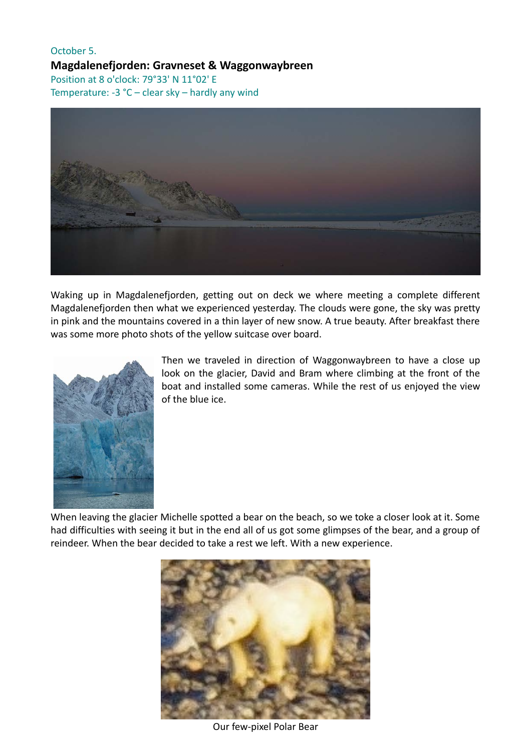October 5.

**Magdalenefjorden: Gravneset & Waggonwaybreen**

Position at 8 o'clock: 79°33' N 11°02' E

Temperature: -3 °C – clear sky – hardly any wind

Waking up in Magdalenefjorden, getting out on deck we where meeting a complete different Magdalenefjorden then what we experienced yesterday. The clouds were gone, the sky was pretty in pink and the mountains covered in a thin layer of new snow. A true beauty. After breakfast there was some more photo shots of the yellow suitcase over board.

Then we traveled in direction of Waggonwaybreen to have a close up look on the glacier, David and Bram where climbing at the front of the boat and installed some cameras. While the rest of us enjoyed the view of the blue ice.

When leaving the glacier Michelle spotted a bear on the beach, so we toke a closer look at it. Some had difficulties with seeing it but in the end all of us got some glimpses of the bear, and a group of reindeer. When the bear decided to take a rest we left. With a new experience.

Our few-pixel Polar Bear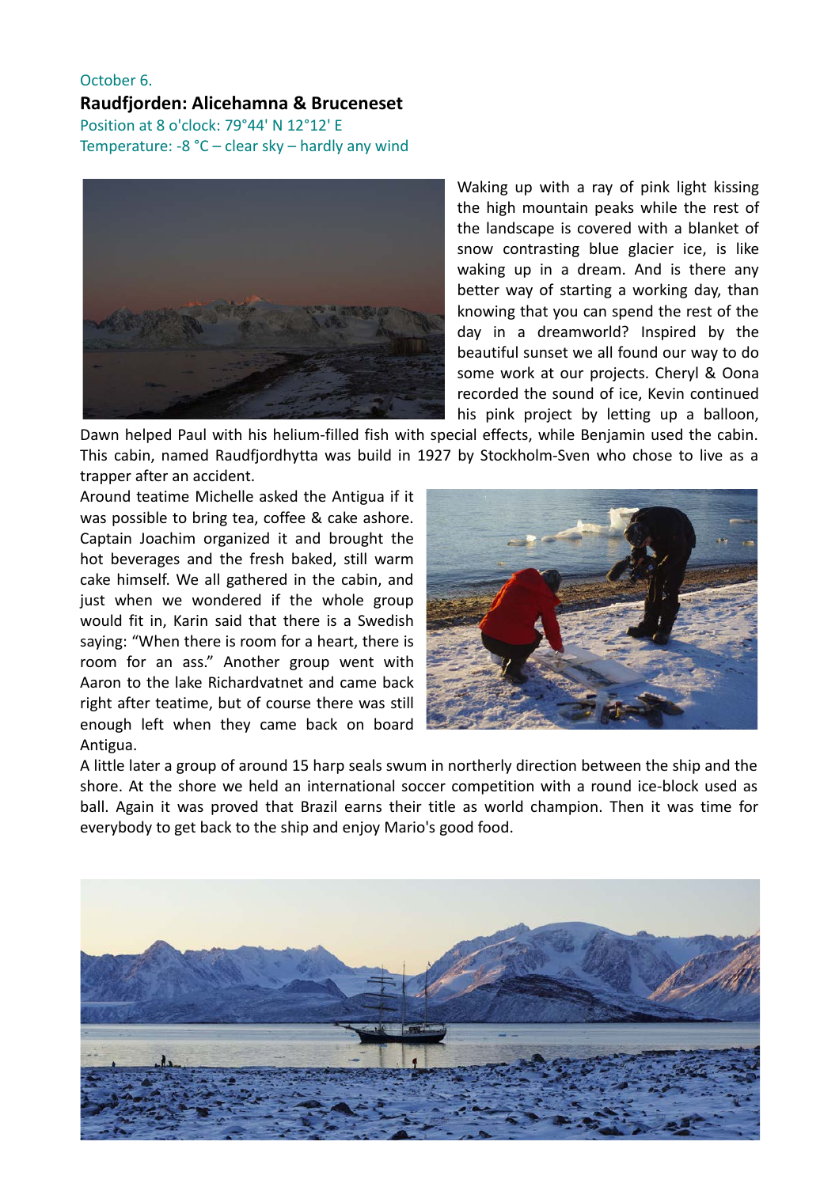October 6.

**Raudfjorden: Alicehamna & Bruceneset**

Position at 8 o'clock: 79°44' N 12°12' E

Temperature: -8 °C – clear sky – hardly any wind

Waking up with a ray of pink light kissing the high mountain peaks while the rest of the landscape is covered with a blanket of snow contrasting blue glacier ice, is like waking up in a dream. And is there any better way of starting a working day, than knowing that you can spend the rest of the day in a dreamworld? Inspired by the beautiful sunset we all found our way to do some work at our projects. Cheryl & Oona recorded the sound of ice, Kevin continued his pink project by letting up a balloon, Dawn helped Paul with his helium-filled fish with special effects, while Benjamin used the cabin. This cabin, named Raudfjordhytta was build in 1927 by Stockholm-Sven who chose to live as a trapper after an accident.

Around teatime Michelle asked the Antigua if it was possible to bring tea, coffee & cake ashore. Captain Joachim organized it and brought the hot beverages and the fresh baked, still warm cake himself. We all gathered in the cabin, and just when we wondered if the whole group would fit in, Karin said that there is a Swedish saying: "When there is room for a heart, there is room for an ass." Another group went with Aaron to the lake Richardvatnet and came back right after teatime, but of course there was still enough left when they came back on board Antigua.

A little later a group of around 15 harp seals swum in northerly direction between the ship and the shore. At the shore we held an international soccer competition with a round ice-block used as ball. Again it was proved that Brazil earns their title as world champion. Then it was time for everybody to get back to the ship and enjoy Mario's good food.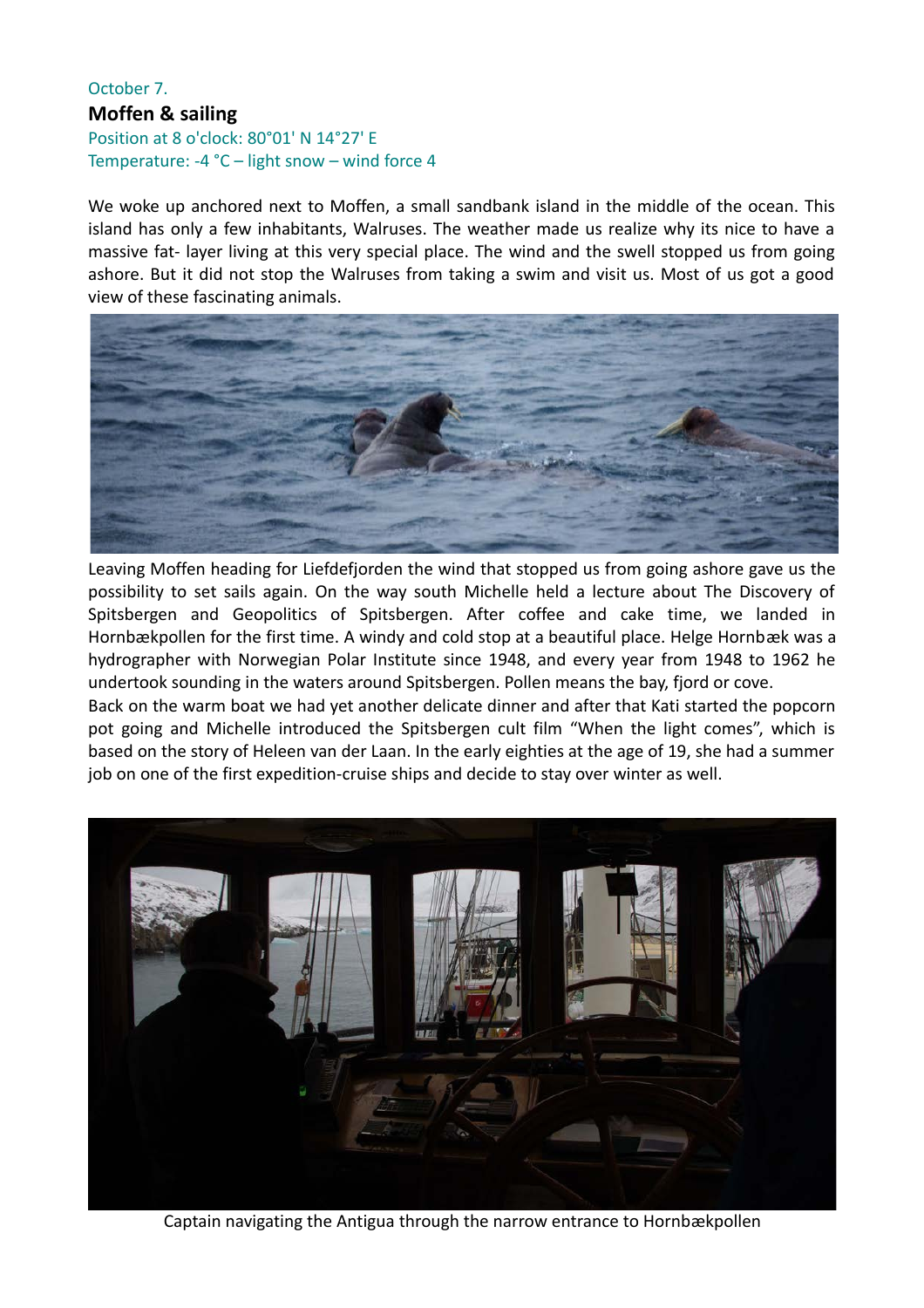October 7.

## Moffen & sailing

Position at 8 o'clock: 80°01' N 14°27' E
Temperature: -4 °C – light snow – wind force 4

We woke up anchored next to Moffen, a small sandbank island in the middle of the ocean. This island has only a few inhabitants, Walruses. The weather made us realize why its nice to have a massive fat- layer living at this very special place. The wind and the swell stopped us from going ashore. But it did not stop the Walruses from taking a swim and visit us. Most of us got a good view of these fascinating animals.

Leaving Moffen heading for Liefdefjorden the wind that stopped us from going ashore gave us the possibility to set sails again. On the way south Michelle held a lecture about The Discovery of Spitsbergen and Geopolitics of Spitsbergen. After coffee and cake time, we landed in Hornbækpollen for the first time. A windy and cold stop at a beautiful place. Helge Hornbæk was a hydrographer with Norwegian Polar Institute since 1948, and every year from 1948 to 1962 he undertook sounding in the waters around Spitsbergen. Pollen means the bay, fjord or cove.

Back on the warm boat we had yet another delicate dinner and after that Kati started the popcorn pot going and Michelle introduced the Spitsbergen cult film "When the light comes", which is based on the story of Heleen van der Laan. In the early eighties at the age of 19, she had a summer job on one of the first expedition-cruise ships and decide to stay over winter as well.

Captain navigating the Antigua through the narrow entrance to Hornbækpollen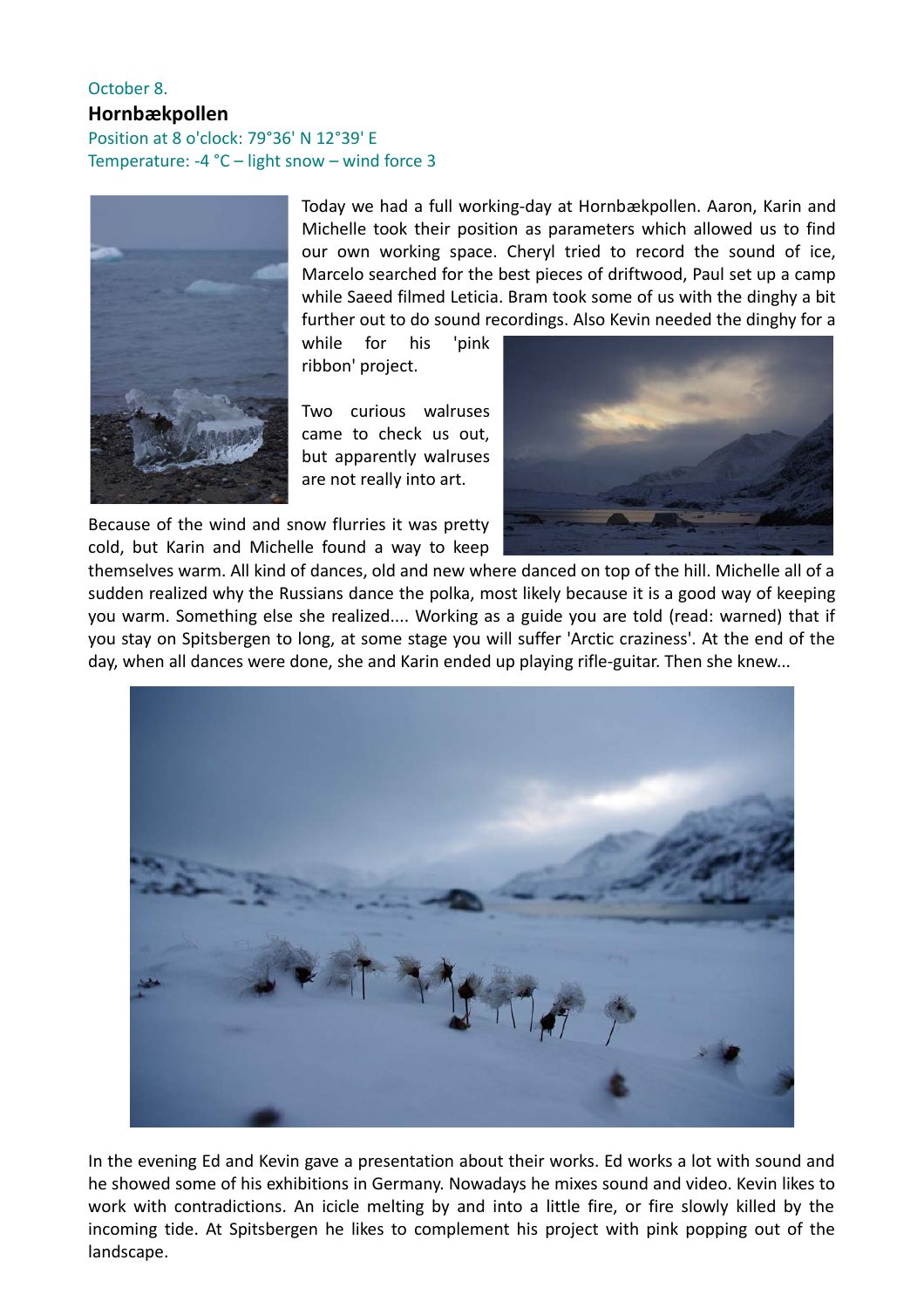October 8.

**Hornbækpollen**

Position at 8 o'clock: 79°36' N 12°39' E

Temperature: -4 °C – light snow – wind force 3

Today we had a full working-day at Hornbækpollen. Aaron, Karin and Michelle took their position as parameters which allowed us to find our own working space. Cheryl tried to record the sound of ice, Marcelo searched for the best pieces of driftwood, Paul set up a camp while Saeed filmed Leticia. Bram took some of us with the dinghy a bit further out to do sound recordings. Also Kevin needed the dinghy for a while for his 'pink ribbon' project.

Two curious walruses came to check us out, but apparently walruses are not really into art.

Because of the wind and snow flurries it was pretty cold, but Karin and Michelle found a way to keep themselves warm. All kind of dances, old and new where danced on top of the hill. Michelle all of a sudden realized why the Russians dance the polka, most likely because it is a good way of keeping you warm. Something else she realized.... Working as a guide you are told (read: warned) that if you stay on Spitsbergen to long, at some stage you will suffer 'Arctic craziness'. At the end of the day, when all dances were done, she and Karin ended up playing rifle-guitar. Then she knew...

In the evening Ed and Kevin gave a presentation about their works. Ed works a lot with sound and he showed some of his exhibitions in Germany. Nowadays he mixes sound and video. Kevin likes to work with contradictions. An icicle melting by and into a little fire, or fire slowly killed by the incoming tide. At Spitsbergen he likes to complement his project with pink popping out of the landscape.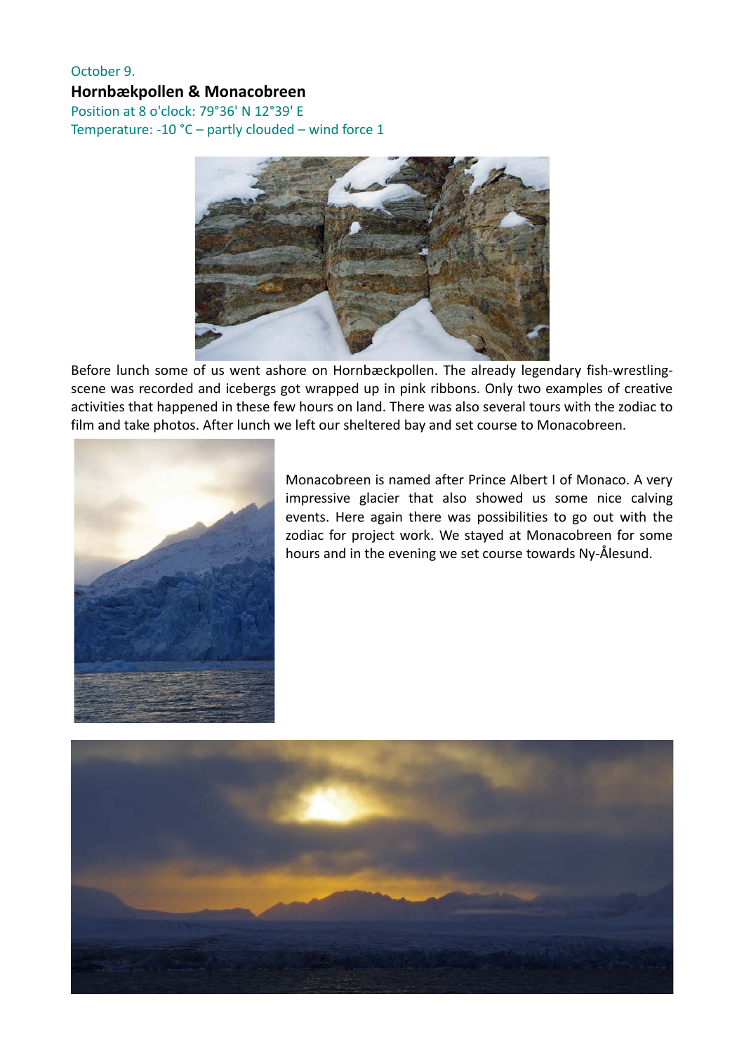October 9.

**Hornbækpollen & Monacobreen**

Position at 8 o'clock: 79°36' N 12°39' E

Temperature: -10 °C – partly clouded – wind force 1

Before lunch some of us went ashore on Hornbæckpollen. The already legendary fish-wrestling-scene was recorded and icebergs got wrapped up in pink ribbons. Only two examples of creative activities that happened in these few hours on land. There was also several tours with the zodiac to film and take photos. After lunch we left our sheltered bay and set course to Monacobreen.

Monacobreen is named after Prince Albert I of Monaco. A very impressive glacier that also showed us some nice calving events. Here again there was possibilities to go out with the zodiac for project work. We stayed at Monacobreen for some hours and in the evening we set course towards Ny-Ålesund.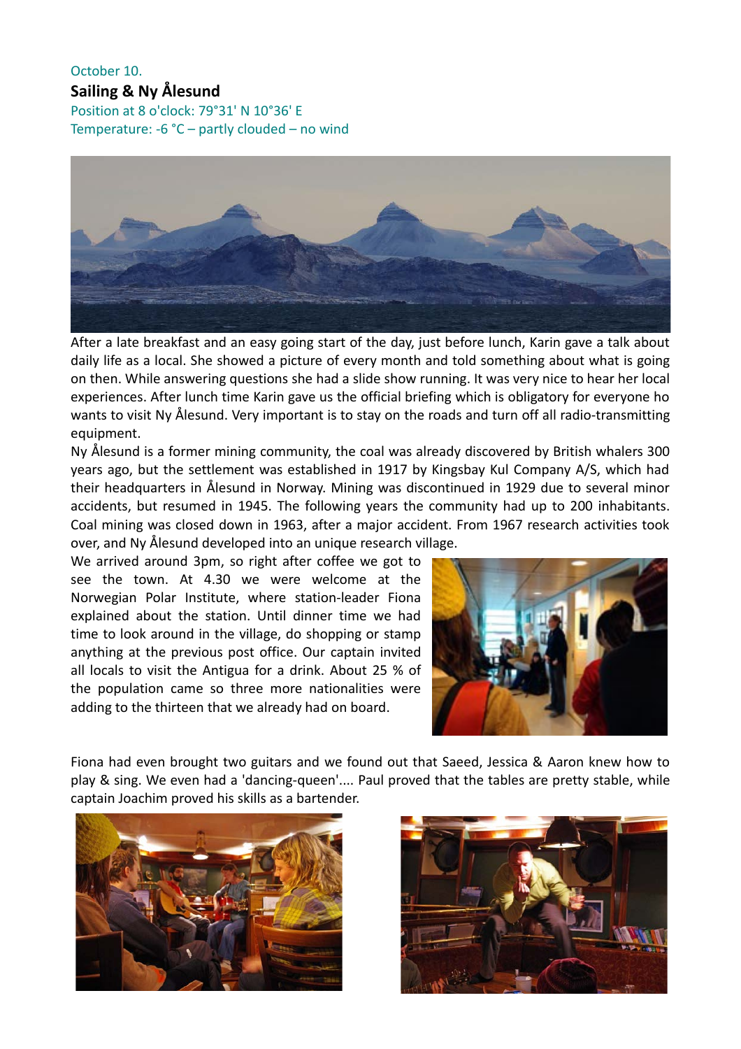October 10.

## Sailing & Ny Ålesund

Position at 8 o'clock: 79°31' N 10°36' E
Temperature: -6 °C – partly clouded – no wind

After a late breakfast and an easy going start of the day, just before lunch, Karin gave a talk about daily life as a local. She showed a picture of every month and told something about what is going on then. While answering questions she had a slide show running. It was very nice to hear her local experiences. After lunch time Karin gave us the official briefing which is obligatory for everyone ho wants to visit Ny Ålesund. Very important is to stay on the roads and turn off all radio-transmitting equipment.

Ny Ålesund is a former mining community, the coal was already discovered by British whalers 300 years ago, but the settlement was established in 1917 by Kingsbay Kul Company A/S, which had their headquarters in Ålesund in Norway. Mining was discontinued in 1929 due to several minor accidents, but resumed in 1945. The following years the community had up to 200 inhabitants. Coal mining was closed down in 1963, after a major accident. From 1967 research activities took over, and Ny Ålesund developed into an unique research village.

We arrived around 3pm, so right after coffee we got to see the town. At 4.30 we were welcome at the Norwegian Polar Institute, where station-leader Fiona explained about the station. Until dinner time we had time to look around in the village, do shopping or stamp anything at the previous post office. Our captain invited all locals to visit the Antigua for a drink. About 25 % of the population came so three more nationalities were adding to the thirteen that we already had on board.

Fiona had even brought two guitars and we found out that Saeed, Jessica & Aaron knew how to play & sing. We even had a 'dancing-queen'.... Paul proved that the tables are pretty stable, while captain Joachim proved his skills as a bartender.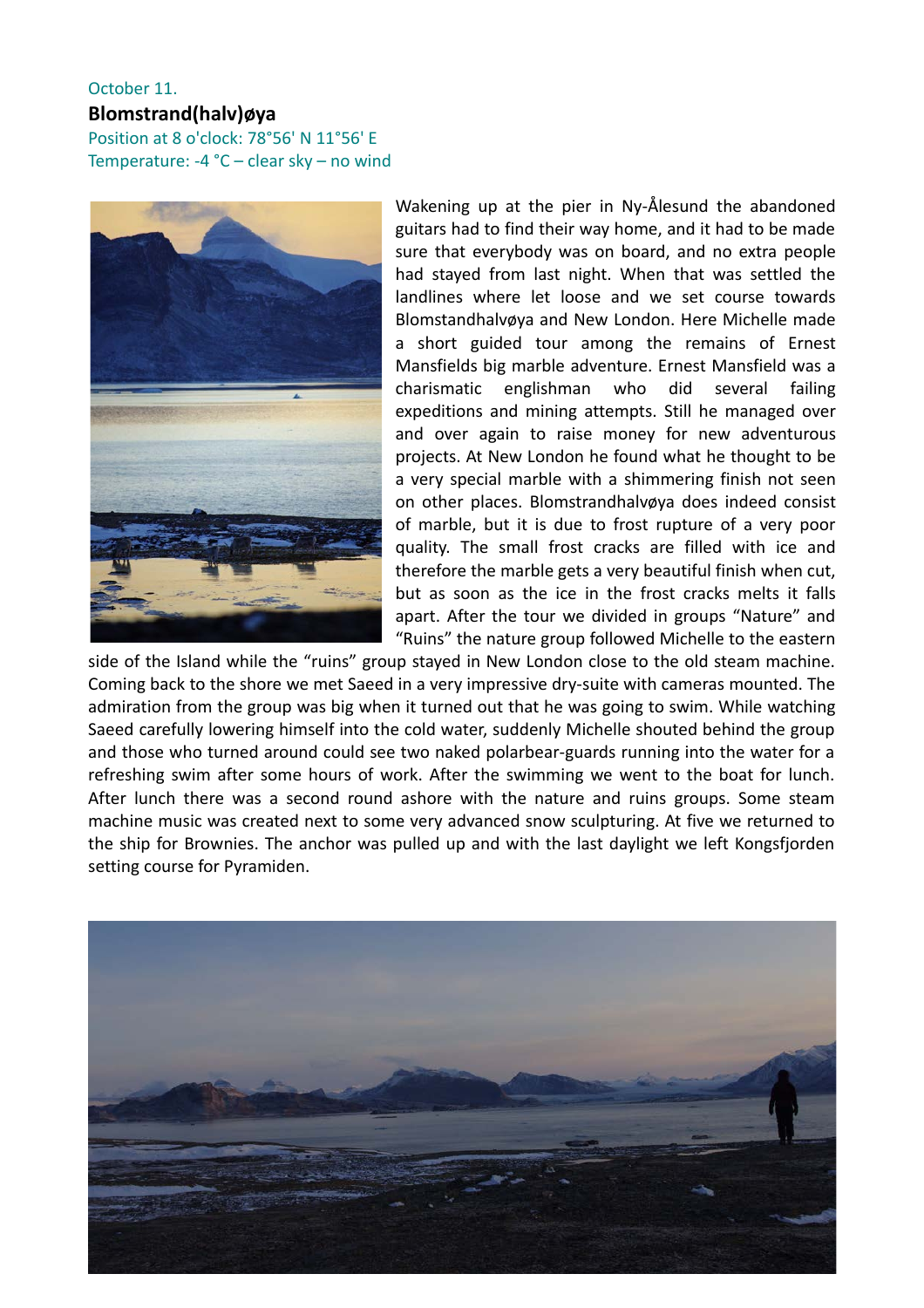October 11.

**Blomstrand(halv)øya**

Position at 8 o'clock: 78°56' N 11°56' E

Temperature: -4 °C – clear sky – no wind

Wakening up at the pier in Ny-Ålesund the abandoned guitars had to find their way home, and it had to be made sure that everybody was on board, and no extra people had stayed from last night. When that was settled the landlines where let loose and we set course towards Blomstandhalvøya and New London. Here Michelle made a short guided tour among the remains of Ernest Mansfields big marble adventure. Ernest Mansfield was a charismatic englishman who did several failing expeditions and mining attempts. Still he managed over and over again to raise money for new adventurous projects. At New London he found what he thought to be a very special marble with a shimmering finish not seen on other places. Blomstrandhalvøya does indeed consist of marble, but it is due to frost rupture of a very poor quality. The small frost cracks are filled with ice and therefore the marble gets a very beautiful finish when cut, but as soon as the ice in the frost cracks melts it falls apart. After the tour we divided in groups "Nature" and "Ruins" the nature group followed Michelle to the eastern side of the Island while the "ruins" group stayed in New London close to the old steam machine. Coming back to the shore we met Saeed in a very impressive dry-suite with cameras mounted. The admiration from the group was big when it turned out that he was going to swim. While watching Saeed carefully lowering himself into the cold water, suddenly Michelle shouted behind the group and those who turned around could see two naked polarbear-guards running into the water for a refreshing swim after some hours of work. After the swimming we went to the boat for lunch. After lunch there was a second round ashore with the nature and ruins groups. Some steam machine music was created next to some very advanced snow sculpturing. At five we returned to the ship for Brownies. The anchor was pulled up and with the last daylight we left Kongsfjorden setting course for Pyramiden.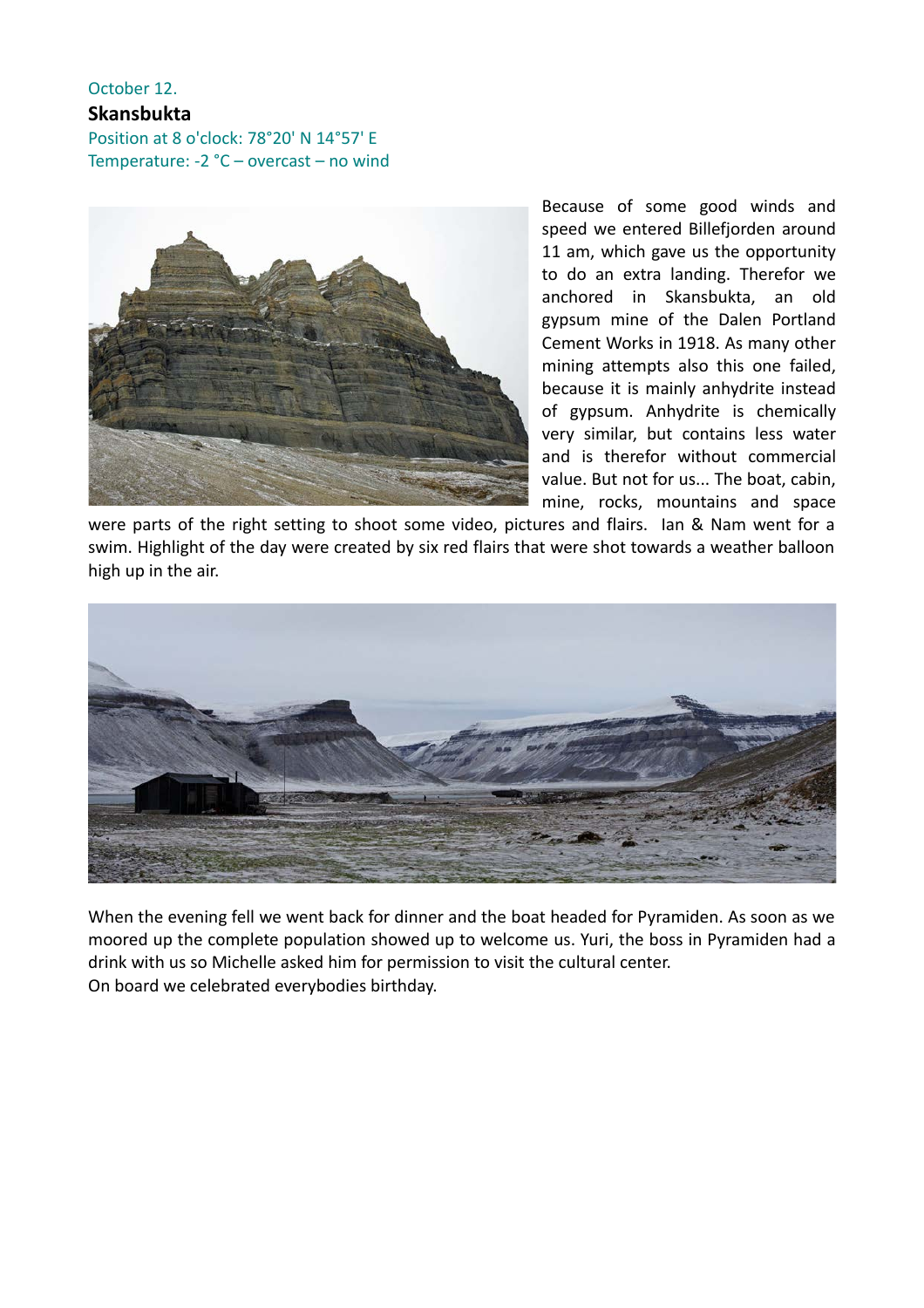October 12.

**Skansbukta**

Position at 8 o'clock: 78°20' N 14°57' E

Temperature: -2 °C – overcast – no wind

Because of some good winds and speed we entered Billefjorden around 11 am, which gave us the opportunity to do an extra landing. Therefor we anchored in Skansbukta, an old gypsum mine of the Dalen Portland Cement Works in 1918. As many other mining attempts also this one failed, because it is mainly anhydrite instead of gypsum. Anhydrite is chemically very similar, but contains less water and is therefor without commercial value. But not for us... The boat, cabin, mine, rocks, mountains and space were parts of the right setting to shoot some video, pictures and flairs. Ian & Nam went for a swim. Highlight of the day were created by six red flairs that were shot towards a weather balloon high up in the air.

When the evening fell we went back for dinner and the boat headed for Pyramiden. As soon as we moored up the complete population showed up to welcome us. Yuri, the boss in Pyramiden had a drink with us so Michelle asked him for permission to visit the cultural center.
On board we celebrated everybodies birthday.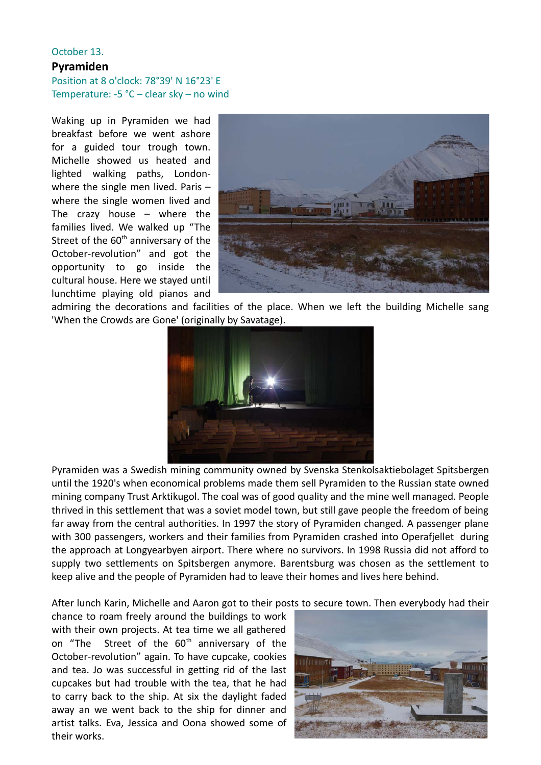October 13.

**Pyramiden**

Position at 8 o'clock: 78°39' N 16°23' E
Temperature: -5 °C – clear sky – no wind

Waking up in Pyramiden we had breakfast before we went ashore for a guided tour trough town. Michelle showed us heated and lighted walking paths, London- where the single men lived. Paris – where the single women lived and The crazy house – where the families lived. We walked up “The Street of the 60th anniversary of the October-revolution” and got the opportunity to go inside the cultural house. Here we stayed until lunchtime playing old pianos and admiring the decorations and facilities of the place. When we left the building Michelle sang 'When the Crowds are Gone' (originally by Savatage).

Pyramiden was a Swedish mining community owned by Svenska Stenkolsaktiebolaget Spitsbergen until the 1920's when economical problems made them sell Pyramiden to the Russian state owned mining company Trust Arktikugol. The coal was of good quality and the mine well managed. People thrived in this settlement that was a soviet model town, but still gave people the freedom of being far away from the central authorities. In 1997 the story of Pyramiden changed. A passenger plane with 300 passengers, workers and their families from Pyramiden crashed into Operafjellet during the approach at Longyearbyen airport. There where no survivors. In 1998 Russia did not afford to supply two settlements on Spitsbergen anymore. Barentsburg was chosen as the settlement to keep alive and the people of Pyramiden had to leave their homes and lives here behind.

After lunch Karin, Michelle and Aaron got to their posts to secure town. Then everybody had their chance to roam freely around the buildings to work with their own projects. At tea time we all gathered on “The Street of the 60th anniversary of the October-revolution” again. To have cupcake, cookies and tea. Jo was successful in getting rid of the last cupcakes but had trouble with the tea, that he had to carry back to the ship. At six the daylight faded away an we went back to the ship for dinner and artist talks. Eva, Jessica and Oona showed some of their works.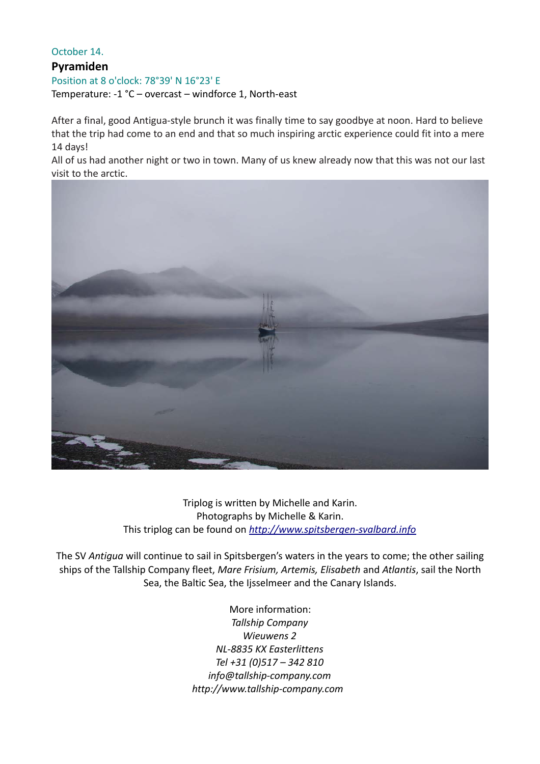October 14.

**Pyramiden**

Position at 8 o'clock: 78°39' N 16°23' E

Temperature: -1 °C – overcast – windforce 1, North-east

After a final, good Antigua-style brunch it was finally time to say goodbye at noon. Hard to believe that the trip had come to an end and that so much inspiring arctic experience could fit into a mere 14 days!

All of us had another night or two in town. Many of us knew already now that this was not our last visit to the arctic.

Triplog is written by Michelle and Karin.
Photographs by Michelle & Karin.
This triplog can be found on [http://www.spitsbergen-svalbard.info](http://www.spitsbergen-svalbard.info)

The SV *Antigua* will continue to sail in Spitsbergen's waters in the years to come; the other sailing ships of the Tallship Company fleet, *Mare Frisium, Artemis, Elisabeth* and *Atlantis*, sail the North Sea, the Baltic Sea, the Ijsselmeer and the Canary Islands.

More information:
*Tallship Company*
*Wieuwens 2*
*NL-8835 KX Easterlittens*
*Tel +31 (0)517 – 342 810*
*info@tallship-company.com*
*http://www.tallship-company.com*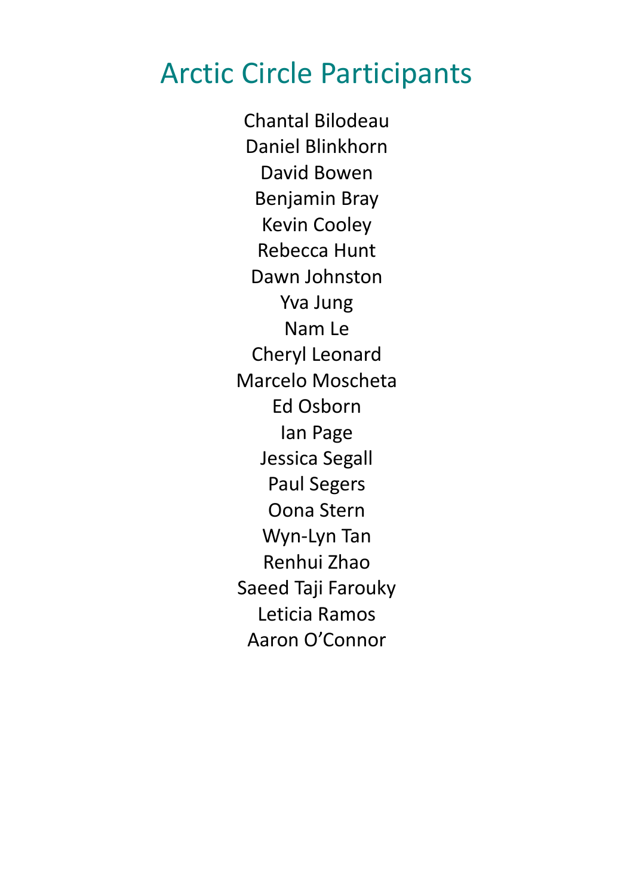# Arctic Circle Participants

Chantal Bilodeau
Daniel Blinkhorn
David Bowen
Benjamin Bray
Kevin Cooley
Rebecca Hunt
Dawn Johnston
Yva Jung
Nam Le
Cheryl Leonard
Marcelo Moscheta
Ed Osborn
Ian Page
Jessica Segall
Paul Segers
Oona Stern
Wyn-Lyn Tan
Renhui Zhao
Saeed Taji Farouky
Leticia Ramos
Aaron O'Connor